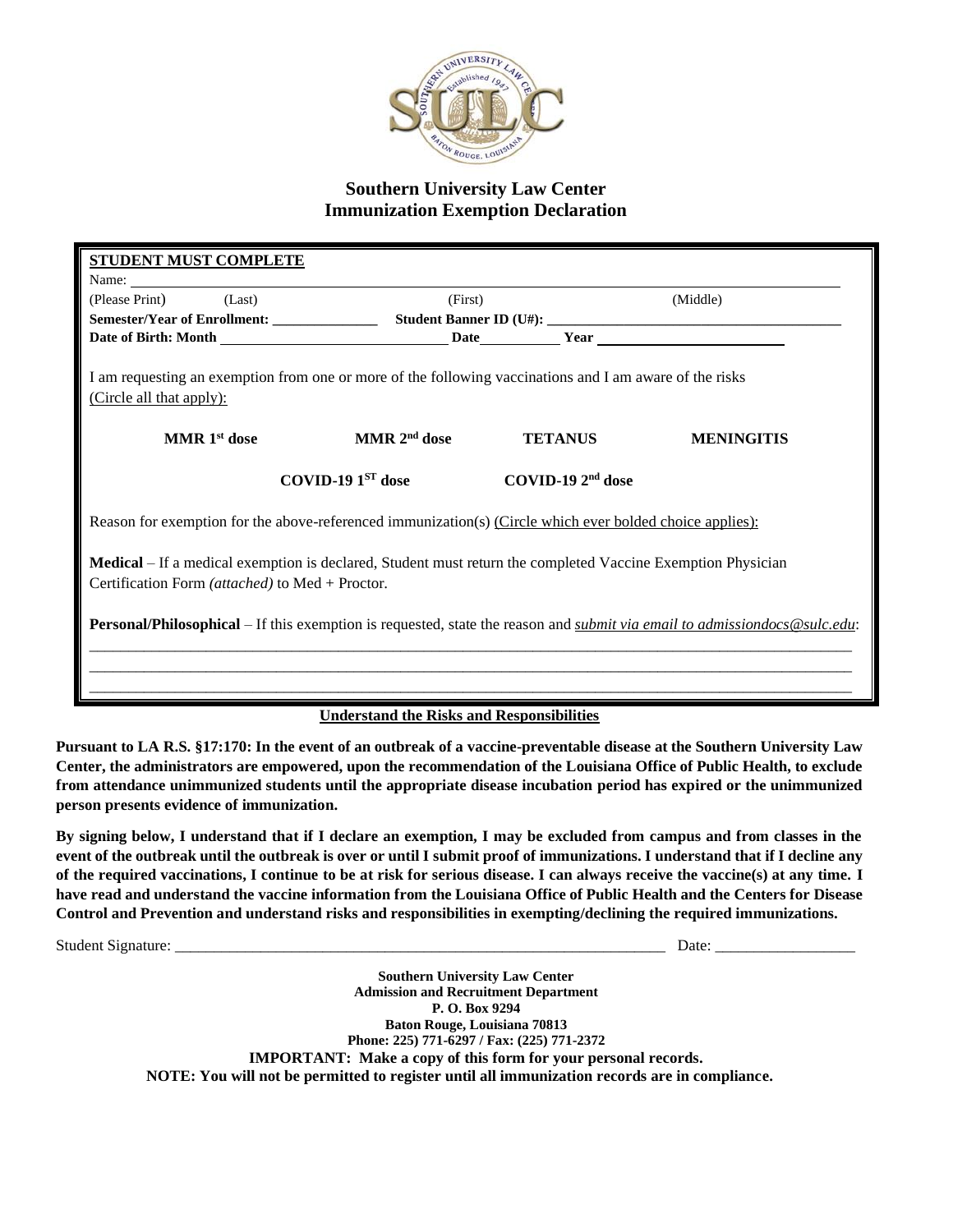# Southern University Law Center
## Immunization Exemption Declaration

**STUDENT MUST COMPLETE**

Name: ___________________________________________________________

(Please Print) (Last) (First) (Middle)

**Semester/Year of Enrollment: _______________ Student Banner ID (U#): ________________________**

**Date of Birth: Month ________________ Date __________ Year ______________**

I am requesting an exemption from one or more of the following vaccinations and I am aware of the risks (Circle all that apply):

**MMR 1st dose** **MMR 2nd dose** **TETANUS** **MENINGITIS**

**COVID-19 1ST dose** **COVID-19 2nd dose**

Reason for exemption for the above-referenced immunization(s) (Circle which ever bolded choice applies):

**Medical** – If a medical exemption is declared, Student must return the completed Vaccine Exemption Physician Certification Form *(attached)* to Med + Proctor.

**Personal/Philosophical** – If this exemption is requested, state the reason and *submit via email to admissiondocs@sulc.edu*:

______________________________________________________________________________

______________________________________________________________________________

______________________________________________________________________________

**Understand the Risks and Responsibilities**

**Pursuant to LA R.S. §17:170: In the event of an outbreak of a vaccine-preventable disease at the Southern University Law Center, the administrators are empowered, upon the recommendation of the Louisiana Office of Public Health, to exclude from attendance unimmunized students until the appropriate disease incubation period has expired or the unimmunized person presents evidence of immunization.**

**By signing below, I understand that if I declare an exemption, I may be excluded from campus and from classes in the event of the outbreak until the outbreak is over or until I submit proof of immunizations. I understand that if I decline any of the required vaccinations, I continue to be at risk for serious disease. I can always receive the vaccine(s) at any time. I have read and understand the vaccine information from the Louisiana Office of Public Health and the Centers for Disease Control and Prevention and understand risks and responsibilities in exempting/declining the required immunizations.**

Student Signature: ________________________________________ Date: ______________

**Southern University Law Center**
**Admission and Recruitment Department**
**P. O. Box 9294**
**Baton Rouge, Louisiana 70813**
**Phone: 225) 771-6297 / Fax: (225) 771-2372**

**IMPORTANT: Make a copy of this form for your personal records.**

**NOTE: You will not be permitted to register until all immunization records are in compliance.**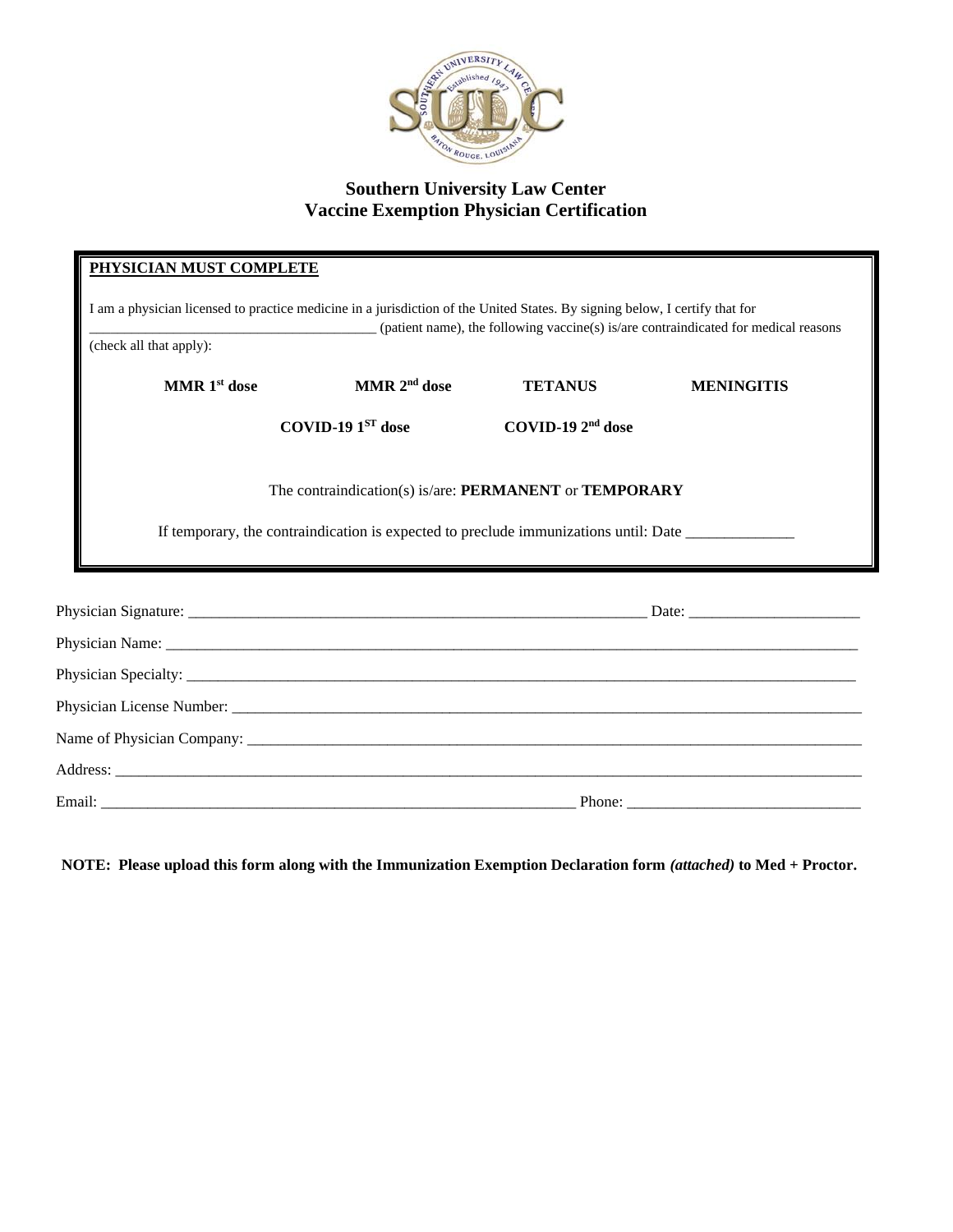# Southern University Law Center
## Vaccine Exemption Physician Certification

**PHYSICIAN MUST COMPLETE**

I am a physician licensed to practice medicine in a jurisdiction of the United States. By signing below, I certify that for _______________________________________ (patient name), the following vaccine(s) is/are contraindicated for medical reasons (check all that apply):

**MMR 1st dose** **MMR 2nd dose** **TETANUS** **MENINGITIS**

**COVID-19 1ST dose** **COVID-19 2nd dose**

The contraindication(s) is/are: **PERMANENT** or **TEMPORARY**

If temporary, the contraindication is expected to preclude immunizations until: Date ______________

Physician Signature: ___________________________________________________________ Date: ______________________

Physician Name: _____________________________________________________________________________________________

Physician Specialty: __________________________________________________________________________________________

Physician License Number: ____________________________________________________________________________________

Name of Physician Company: ___________________________________________________________________________________

Address: ___________________________________________________________________________________________________

Email: ______________________________________________________________ Phone: ______________________________

**NOTE: Please upload this form along with the Immunization Exemption Declaration form *(attached)* to Med + Proctor.**